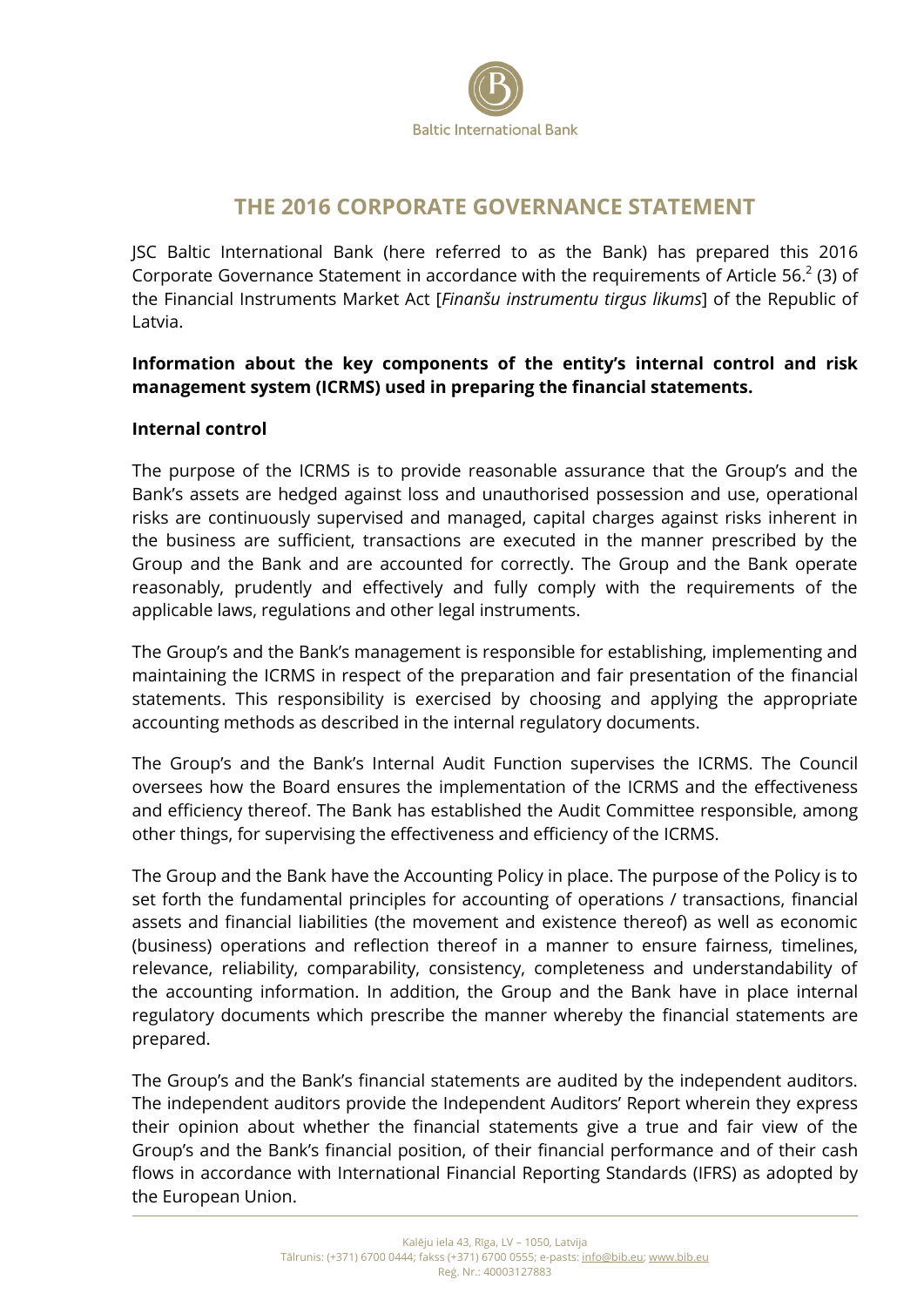# THE 2016 CORPORATE GOVERNANCE STATEMENT

JSC Baltic International Bank (here referred to as the Bank) has prepared this 2016 Corporate Governance Statement in accordance with the requirements of Article 56.[2] (3) of the Financial Instruments Market Act [*Finanšu instrumentu tirgus likums*] of the Republic of Latvia.

**Information about the key components of the entity's internal control and risk management system (ICRMS) used in preparing the financial statements.**

**Internal control**

The purpose of the ICRMS is to provide reasonable assurance that the Group's and the Bank's assets are hedged against loss and unauthorised possession and use, operational risks are continuously supervised and managed, capital charges against risks inherent in the business are sufficient, transactions are executed in the manner prescribed by the Group and the Bank and are accounted for correctly. The Group and the Bank operate reasonably, prudently and effectively and fully comply with the requirements of the applicable laws, regulations and other legal instruments.

The Group's and the Bank's management is responsible for establishing, implementing and maintaining the ICRMS in respect of the preparation and fair presentation of the financial statements. This responsibility is exercised by choosing and applying the appropriate accounting methods as described in the internal regulatory documents.

The Group's and the Bank's Internal Audit Function supervises the ICRMS. The Council oversees how the Board ensures the implementation of the ICRMS and the effectiveness and efficiency thereof. The Bank has established the Audit Committee responsible, among other things, for supervising the effectiveness and efficiency of the ICRMS.

The Group and the Bank have the Accounting Policy in place. The purpose of the Policy is to set forth the fundamental principles for accounting of operations / transactions, financial assets and financial liabilities (the movement and existence thereof) as well as economic (business) operations and reflection thereof in a manner to ensure fairness, timelines, relevance, reliability, comparability, consistency, completeness and understandability of the accounting information. In addition, the Group and the Bank have in place internal regulatory documents which prescribe the manner whereby the financial statements are prepared.

The Group's and the Bank's financial statements are audited by the independent auditors. The independent auditors provide the Independent Auditors' Report wherein they express their opinion about whether the financial statements give a true and fair view of the Group's and the Bank's financial position, of their financial performance and of their cash flows in accordance with International Financial Reporting Standards (IFRS) as adopted by the European Union.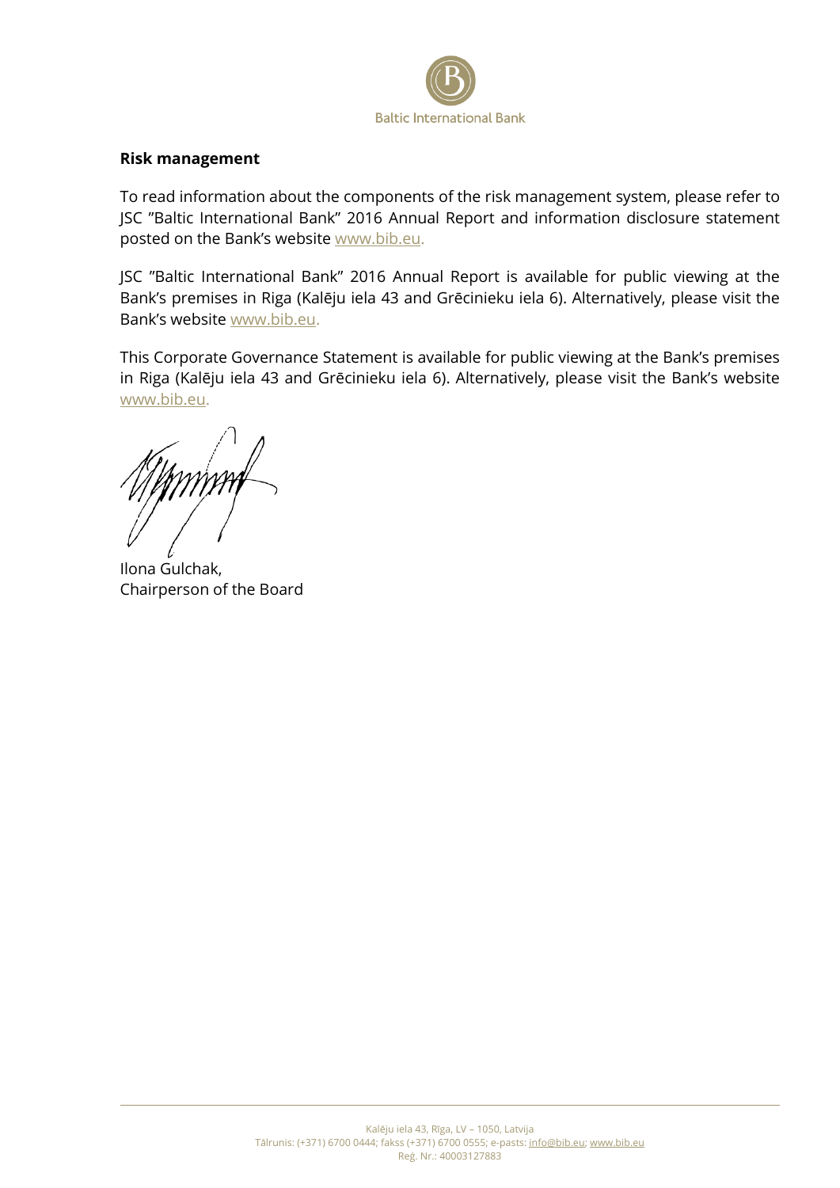**Risk management**

To read information about the components of the risk management system, please refer to JSC "Baltic International Bank" 2016 Annual Report and information disclosure statement posted on the Bank's website www.bib.eu.

JSC "Baltic International Bank" 2016 Annual Report is available for public viewing at the Bank's premises in Riga (Kalēju iela 43 and Grēcinieku iela 6). Alternatively, please visit the Bank's website www.bib.eu.

This Corporate Governance Statement is available for public viewing at the Bank's premises in Riga (Kalēju iela 43 and Grēcinieku iela 6). Alternatively, please visit the Bank's website www.bib.eu.

Ilona Gulchak,
Chairperson of the Board